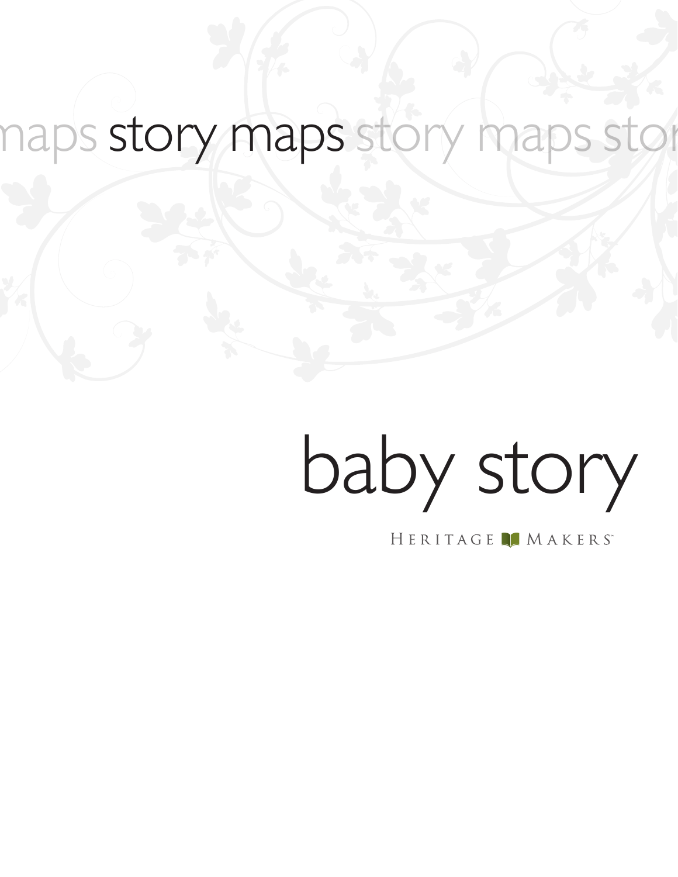maps story maps story maps stor

# baby story

HERITAGE MAKERS™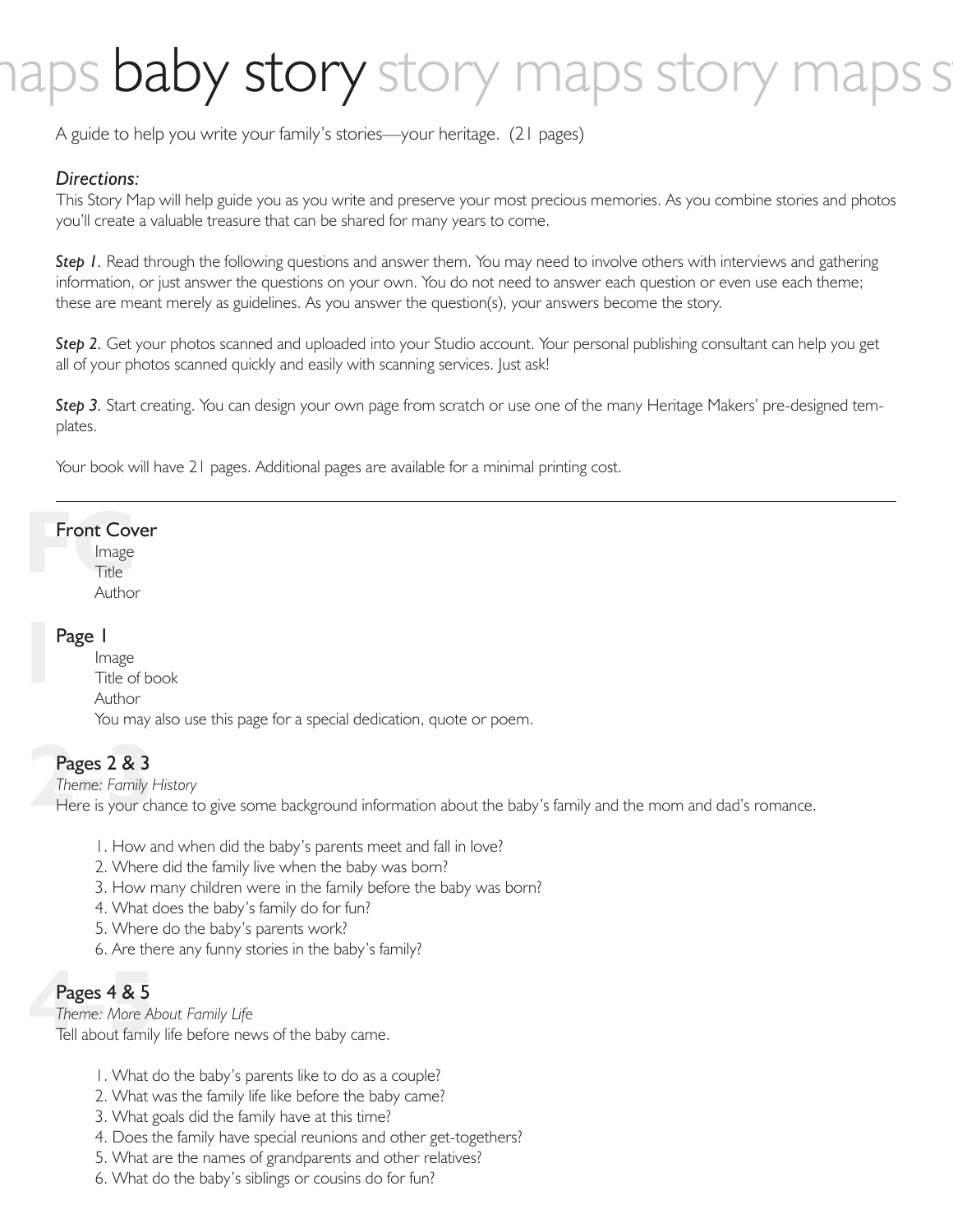# baby story

A guide to help you write your family's stories—your heritage. (21 pages)

***Directions:***

This Story Map will help guide you as you write and preserve your most precious memories. As you combine stories and photos you'll create a valuable treasure that can be shared for many years to come.

***Step 1***. Read through the following questions and answer them. You may need to involve others with interviews and gathering information, or just answer the questions on your own. You do not need to answer each question or even use each theme; these are meant merely as guidelines. As you answer the question(s), your answers become the story.

***Step 2***. Get your photos scanned and uploaded into your Studio account. Your personal publishing consultant can help you get all of your photos scanned quickly and easily with scanning services. Just ask!

***Step 3***. Start creating. You can design your own page from scratch or use one of the many Heritage Makers' pre-designed templates.

Your book will have 21 pages. Additional pages are available for a minimal printing cost.

---

## Front Cover

Image
Title
Author

## Page 1

Image
Title of book
Author
You may also use this page for a special dedication, quote or poem.

## Pages 2 & 3

*Theme: Family History*

Here is your chance to give some background information about the baby's family and the mom and dad's romance.

1. How and when did the baby's parents meet and fall in love?
2. Where did the family live when the baby was born?
3. How many children were in the family before the baby was born?
4. What does the baby's family do for fun?
5. Where do the baby's parents work?
6. Are there any funny stories in the baby's family?

## Pages 4 & 5

*Theme: More About Family Life*

Tell about family life before news of the baby came.

1. What do the baby's parents like to do as a couple?
2. What was the family life like before the baby came?
3. What goals did the family have at this time?
4. Does the family have special reunions and other get-togethers?
5. What are the names of grandparents and other relatives?
6. What do the baby's siblings or cousins do for fun?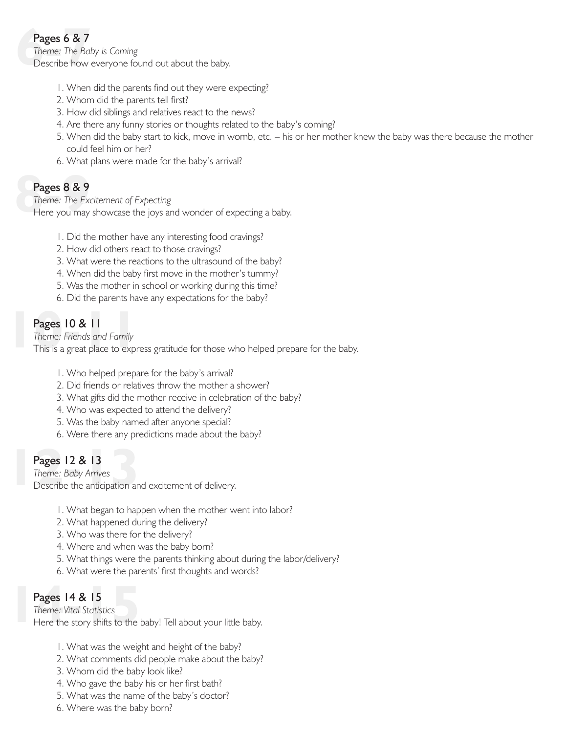## Pages 6 & 7

*Theme: The Baby is Coming*

Describe how everyone found out about the baby.

1. When did the parents find out they were expecting?
2. Whom did the parents tell first?
3. How did siblings and relatives react to the news?
4. Are there any funny stories or thoughts related to the baby's coming?
5. When did the baby start to kick, move in womb, etc. – his or her mother knew the baby was there because the mother could feel him or her?
6. What plans were made for the baby's arrival?

## Pages 8 & 9

*Theme: The Excitement of Expecting*

Here you may showcase the joys and wonder of expecting a baby.

1. Did the mother have any interesting food cravings?
2. How did others react to those cravings?
3. What were the reactions to the ultrasound of the baby?
4. When did the baby first move in the mother's tummy?
5. Was the mother in school or working during this time?
6. Did the parents have any expectations for the baby?

## Pages 10 & 11

*Theme: Friends and Family*

This is a great place to express gratitude for those who helped prepare for the baby.

1. Who helped prepare for the baby's arrival?
2. Did friends or relatives throw the mother a shower?
3. What gifts did the mother receive in celebration of the baby?
4. Who was expected to attend the delivery?
5. Was the baby named after anyone special?
6. Were there any predictions made about the baby?

## Pages 12 & 13

*Theme: Baby Arrives*

Describe the anticipation and excitement of delivery.

1. What began to happen when the mother went into labor?
2. What happened during the delivery?
3. Who was there for the delivery?
4. Where and when was the baby born?
5. What things were the parents thinking about during the labor/delivery?
6. What were the parents' first thoughts and words?

## Pages 14 & 15

*Theme: Vital Statistics*

Here the story shifts to the baby! Tell about your little baby.

1. What was the weight and height of the baby?
2. What comments did people make about the baby?
3. Whom did the baby look like?
4. Who gave the baby his or her first bath?
5. What was the name of the baby's doctor?
6. Where was the baby born?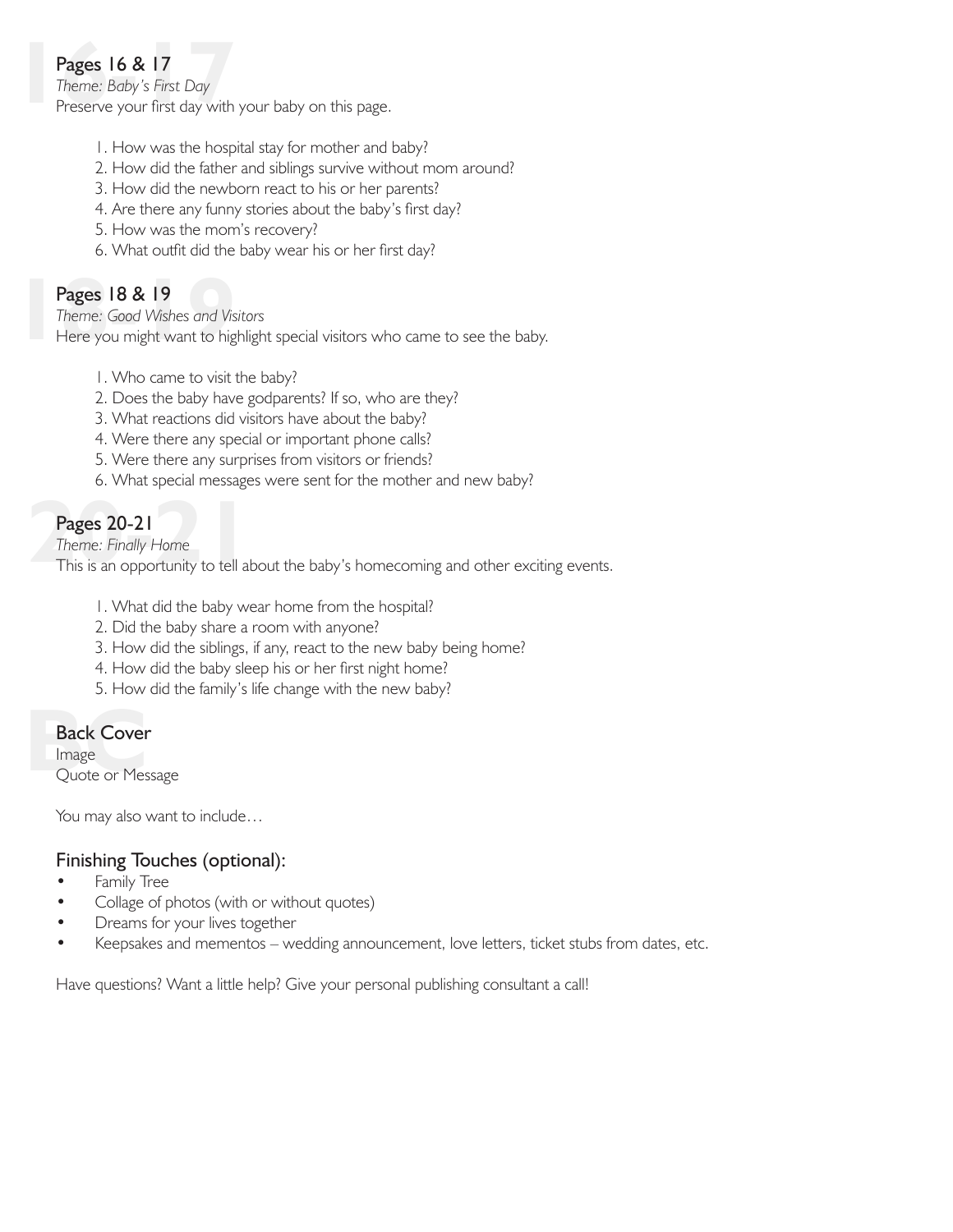## Pages 16 & 17

*Theme: Baby's First Day*

Preserve your first day with your baby on this page.

1. How was the hospital stay for mother and baby?
2. How did the father and siblings survive without mom around?
3. How did the newborn react to his or her parents?
4. Are there any funny stories about the baby's first day?
5. How was the mom's recovery?
6. What outfit did the baby wear his or her first day?

## Pages 18 & 19

*Theme: Good Wishes and Visitors*

Here you might want to highlight special visitors who came to see the baby.

1. Who came to visit the baby?
2. Does the baby have godparents? If so, who are they?
3. What reactions did visitors have about the baby?
4. Were there any special or important phone calls?
5. Were there any surprises from visitors or friends?
6. What special messages were sent for the mother and new baby?

## Pages 20-21

*Theme: Finally Home*

This is an opportunity to tell about the baby's homecoming and other exciting events.

1. What did the baby wear home from the hospital?
2. Did the baby share a room with anyone?
3. How did the siblings, if any, react to the new baby being home?
4. How did the baby sleep his or her first night home?
5. How did the family's life change with the new baby?

## Back Cover

Image
Quote or Message

You may also want to include…

### Finishing Touches (optional):

- Family Tree
- Collage of photos (with or without quotes)
- Dreams for your lives together
- Keepsakes and mementos – wedding announcement, love letters, ticket stubs from dates, etc.

Have questions? Want a little help? Give your personal publishing consultant a call!